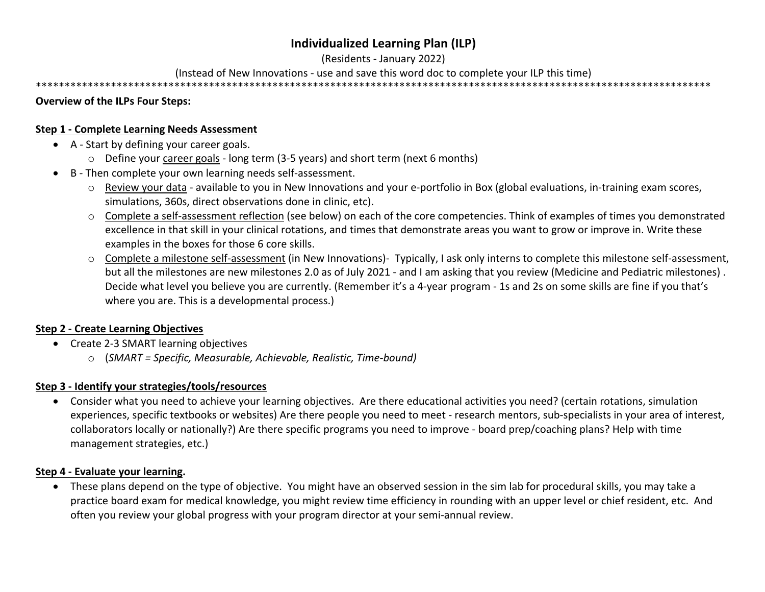# Individualized Learning Plan (ILP)

(Residents - January 2022)

(Instead of New Innovations - use and save this word doc to complete your ILP this time)

*****************************************************************************************************************************

**Overview of the ILPs Four Steps:**

**Step 1 - Complete Learning Needs Assessment**

- A - Start by defining your career goals.
  - Define your career goals - long term (3-5 years) and short term (next 6 months)
- B - Then complete your own learning needs self-assessment.
  - Review your data - available to you in New Innovations and your e-portfolio in Box (global evaluations, in-training exam scores, simulations, 360s, direct observations done in clinic, etc).
  - Complete a self-assessment reflection (see below) on each of the core competencies. Think of examples of times you demonstrated excellence in that skill in your clinical rotations, and times that demonstrate areas you want to grow or improve in. Write these examples in the boxes for those 6 core skills.
  - Complete a milestone self-assessment (in New Innovations)- Typically, I ask only interns to complete this milestone self-assessment, but all the milestones are new milestones 2.0 as of July 2021 - and I am asking that you review (Medicine and Pediatric milestones) . Decide what level you believe you are currently. (Remember it's a 4-year program - 1s and 2s on some skills are fine if you that's where you are. This is a developmental process.)

**Step 2 - Create Learning Objectives**

- Create 2-3 SMART learning objectives
  - (*SMART = Specific, Measurable, Achievable, Realistic, Time-bound)*

**Step 3 - Identify your strategies/tools/resources**

- Consider what you need to achieve your learning objectives. Are there educational activities you need? (certain rotations, simulation experiences, specific textbooks or websites) Are there people you need to meet - research mentors, sub-specialists in your area of interest, collaborators locally or nationally?) Are there specific programs you need to improve - board prep/coaching plans? Help with time management strategies, etc.)

**Step 4 - Evaluate your learning.**

- These plans depend on the type of objective. You might have an observed session in the sim lab for procedural skills, you may take a practice board exam for medical knowledge, you might review time efficiency in rounding with an upper level or chief resident, etc. And often you review your global progress with your program director at your semi-annual review.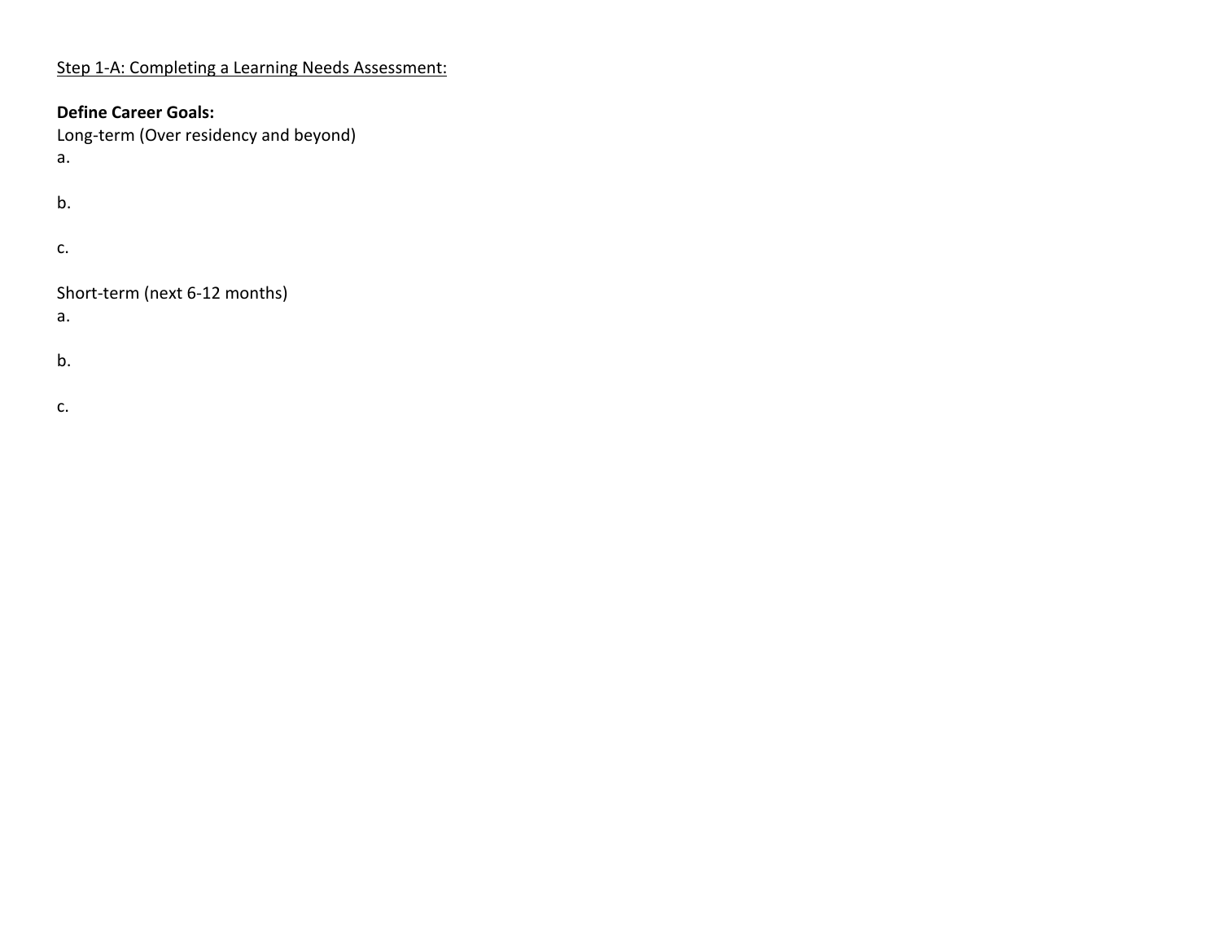Step 1-A: Completing a Learning Needs Assessment:

**Define Career Goals:**

Long-term (Over residency and beyond)

a.

b.

c.

Short-term (next 6-12 months)

a.

b.

c.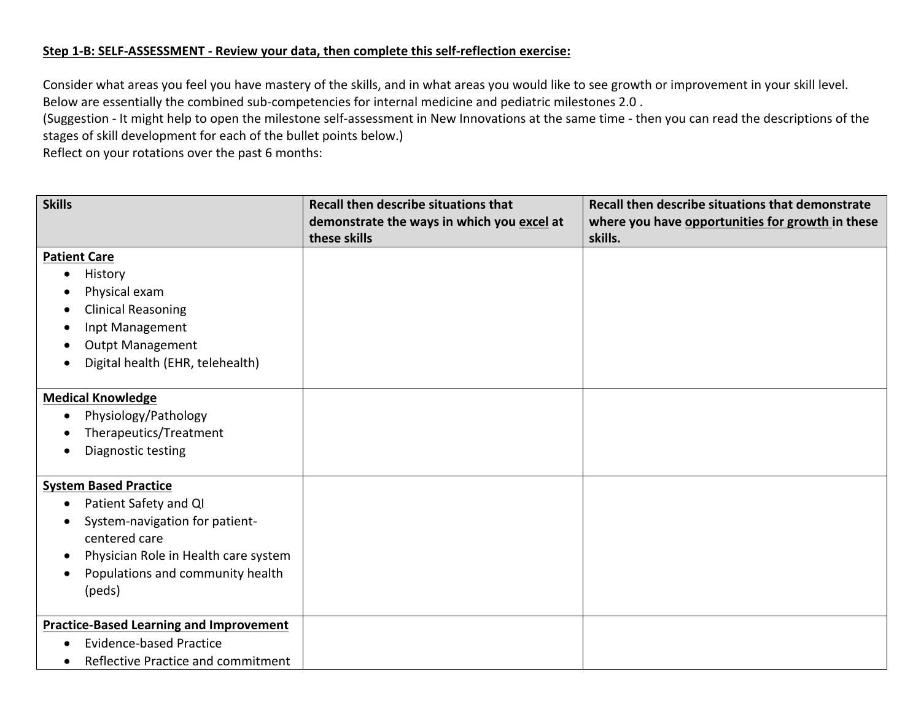**Step 1-B: SELF-ASSESSMENT - Review your data, then complete this self-reflection exercise:**

Consider what areas you feel you have mastery of the skills, and in what areas you would like to see growth or improvement in your skill level.
Below are essentially the combined sub-competencies for internal medicine and pediatric milestones 2.0 .
(Suggestion - It might help to open the milestone self-assessment in New Innovations at the same time - then you can read the descriptions of the stages of skill development for each of the bullet points below.)
Reflect on your rotations over the past 6 months:

| Skills | Recall then describe situations that demonstrate the ways in which you excel at these skills | Recall then describe situations that demonstrate where you have opportunities for growth in these skills. |
|---|---|---|
| **Patient Care**<br>• History<br>• Physical exam<br>• Clinical Reasoning<br>• Inpt Management<br>• Outpt Management<br>• Digital health (EHR, telehealth) | | |
| **Medical Knowledge**<br>• Physiology/Pathology<br>• Therapeutics/Treatment<br>• Diagnostic testing | | |
| **System Based Practice**<br>• Patient Safety and QI<br>• System-navigation for patient-centered care<br>• Physician Role in Health care system<br>• Populations and community health (peds) | | |
| **Practice-Based Learning and Improvement**<br>• Evidence-based Practice<br>• Reflective Practice and commitment | | |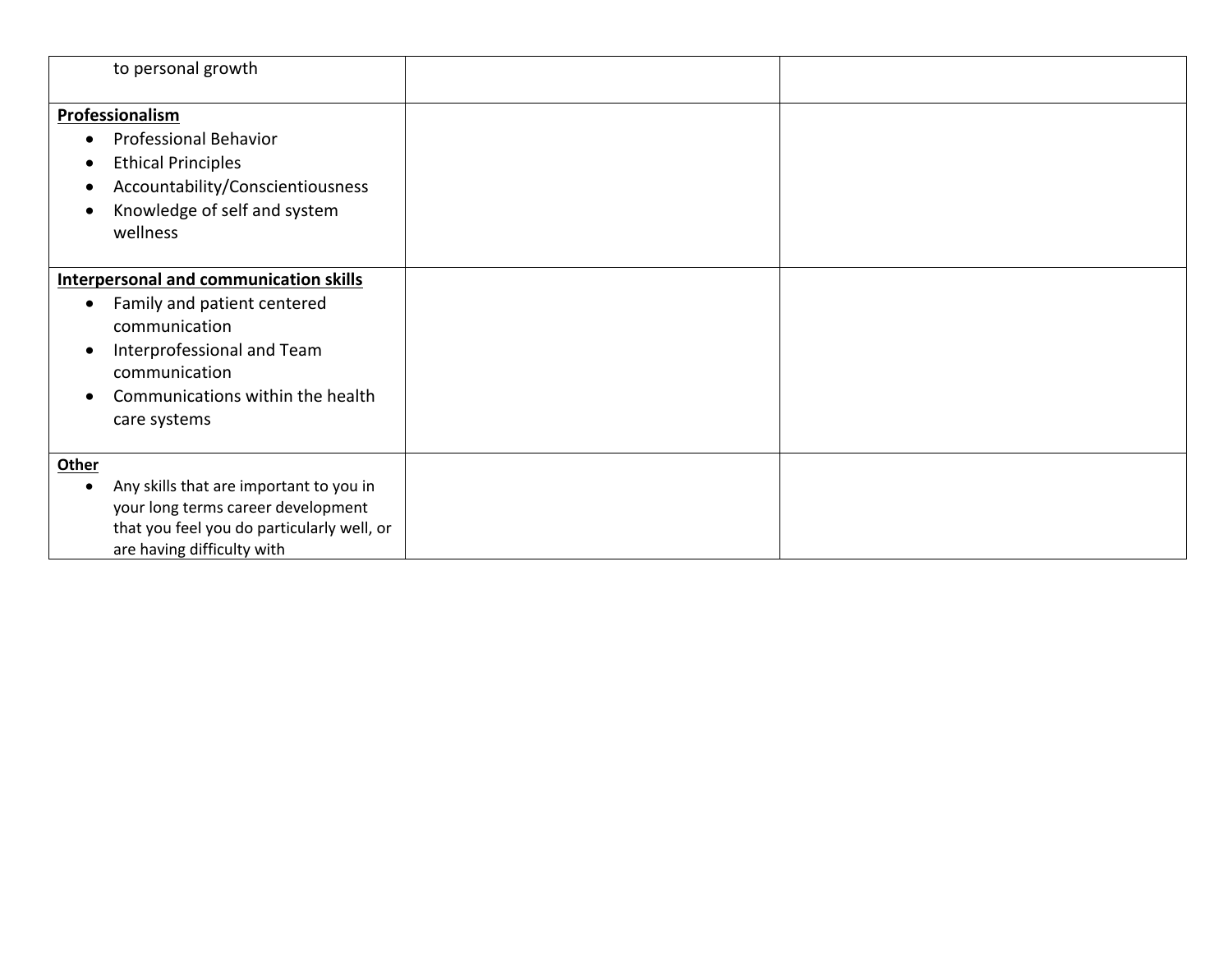| | | |
|---|---|---|
| to personal growth | | |
| **Professionalism**<br>• Professional Behavior<br>• Ethical Principles<br>• Accountability/Conscientiousness<br>• Knowledge of self and system wellness | | |
| **Interpersonal and communication skills**<br>• Family and patient centered communication<br>• Interprofessional and Team communication<br>• Communications within the health care systems | | |
| **Other**<br>• Any skills that are important to you in your long terms career development that you feel you do particularly well, or are having difficulty with | | |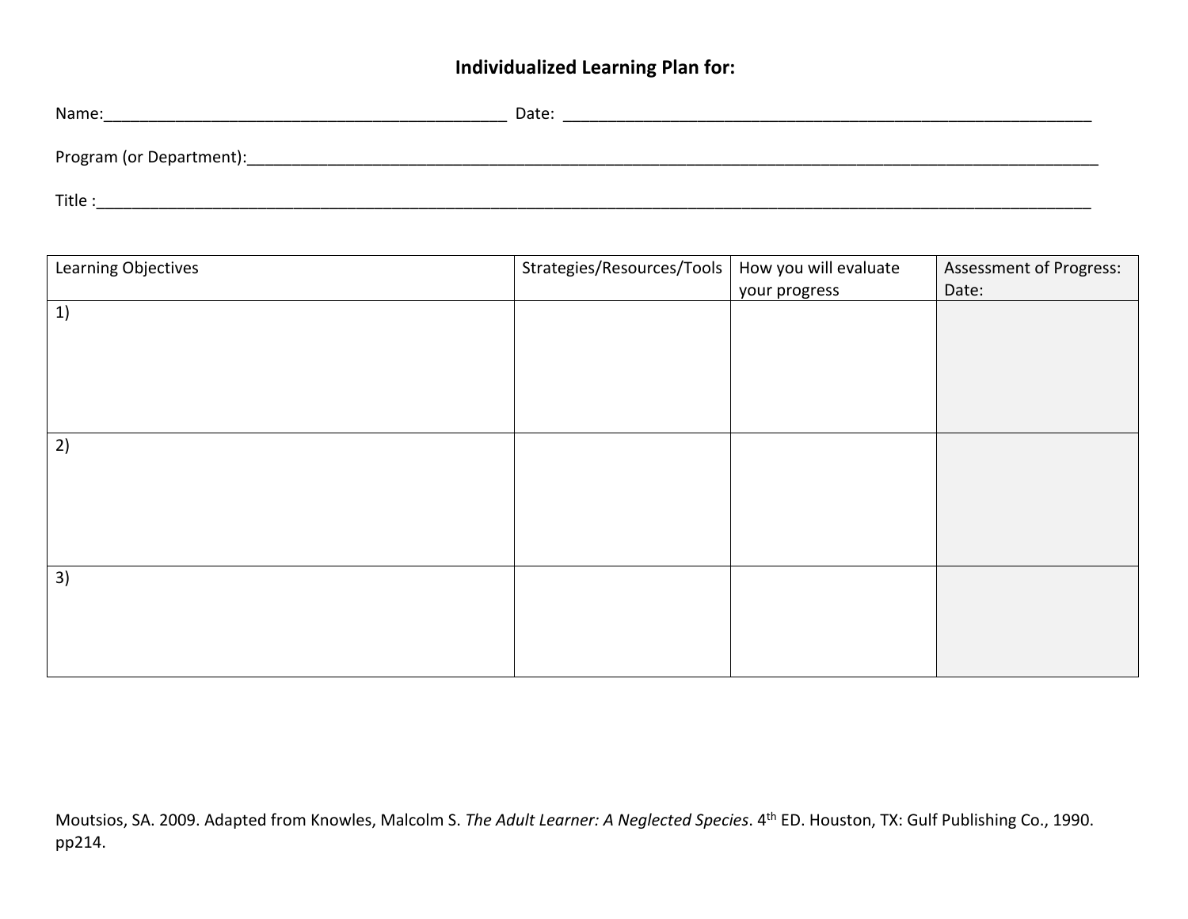**Individualized Learning Plan for:**

Name:_______________________________________________ Date: ______________________________________________________________

Program (or Department):_____________________________________________________________________________________________

Title :_____________________________________________________________________________________________________________

| Learning Objectives | Strategies/Resources/Tools | How you will evaluate your progress | Assessment of Progress: Date: |
|---|---|---|---|
| 1) | | | |
| 2) | | | |
| 3) | | | |

Moutsios, SA. 2009. Adapted from Knowles, Malcolm S. *The Adult Learner: A Neglected Species*. 4th ED. Houston, TX: Gulf Publishing Co., 1990. pp214.